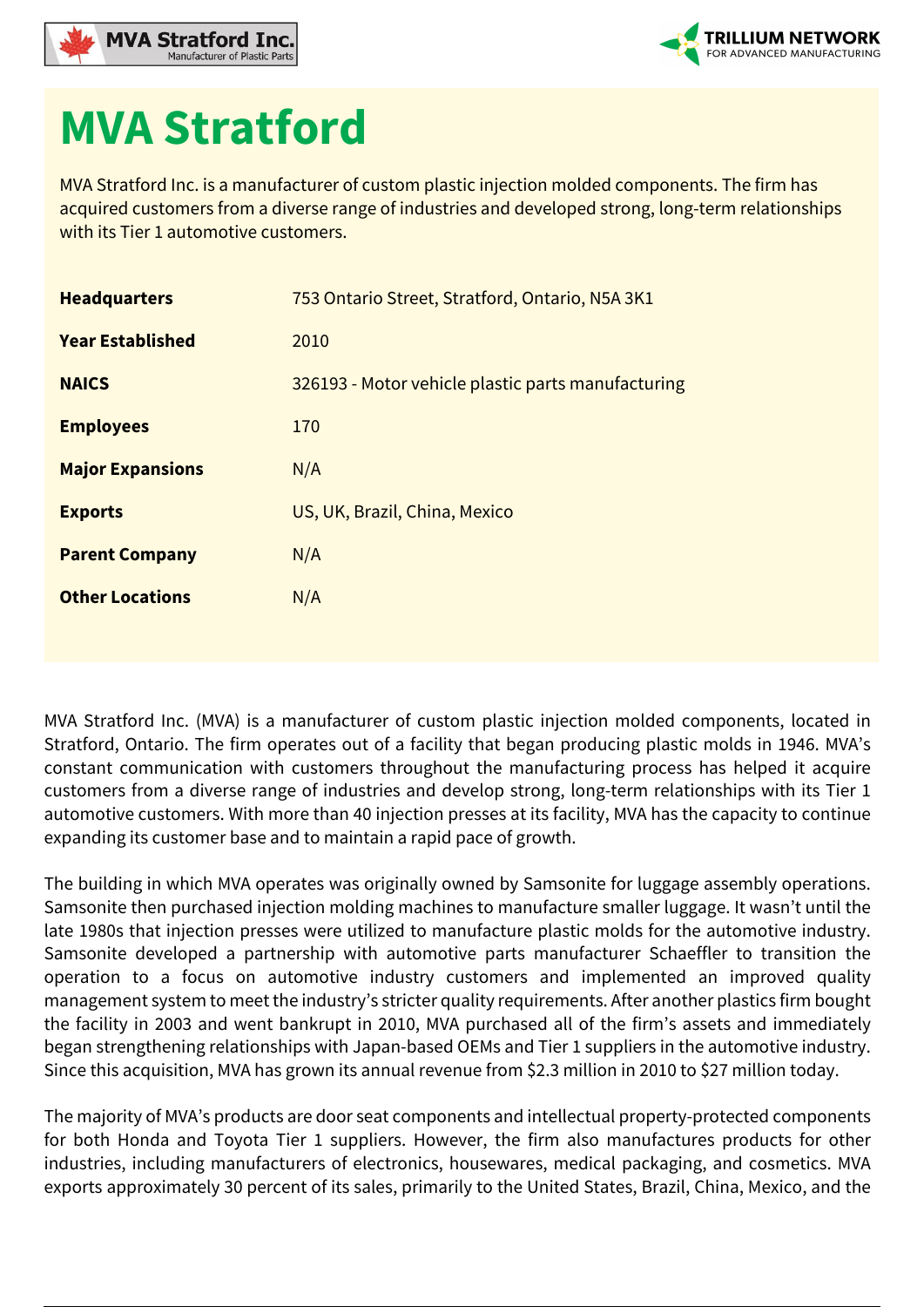# MVA Stratford

MVA Stratford Inc. is a manufacturer of custom plastic injection molded components. The firm has acquired customers from a diverse range of industries and developed strong, long-term relationships with its Tier 1 automotive customers.

| | |
|---|---|
| **Headquarters** | 753 Ontario Street, Stratford, Ontario, N5A 3K1 |
| **Year Established** | 2010 |
| **NAICS** | 326193 - Motor vehicle plastic parts manufacturing |
| **Employees** | 170 |
| **Major Expansions** | N/A |
| **Exports** | US, UK, Brazil, China, Mexico |
| **Parent Company** | N/A |
| **Other Locations** | N/A |

MVA Stratford Inc. (MVA) is a manufacturer of custom plastic injection molded components, located in Stratford, Ontario. The firm operates out of a facility that began producing plastic molds in 1946. MVA's constant communication with customers throughout the manufacturing process has helped it acquire customers from a diverse range of industries and develop strong, long-term relationships with its Tier 1 automotive customers. With more than 40 injection presses at its facility, MVA has the capacity to continue expanding its customer base and to maintain a rapid pace of growth.

The building in which MVA operates was originally owned by Samsonite for luggage assembly operations. Samsonite then purchased injection molding machines to manufacture smaller luggage. It wasn't until the late 1980s that injection presses were utilized to manufacture plastic molds for the automotive industry. Samsonite developed a partnership with automotive parts manufacturer Schaeffler to transition the operation to a focus on automotive industry customers and implemented an improved quality management system to meet the industry's stricter quality requirements. After another plastics firm bought the facility in 2003 and went bankrupt in 2010, MVA purchased all of the firm's assets and immediately began strengthening relationships with Japan-based OEMs and Tier 1 suppliers in the automotive industry. Since this acquisition, MVA has grown its annual revenue from $2.3 million in 2010 to $27 million today.

The majority of MVA's products are door seat components and intellectual property-protected components for both Honda and Toyota Tier 1 suppliers. However, the firm also manufactures products for other industries, including manufacturers of electronics, housewares, medical packaging, and cosmetics. MVA exports approximately 30 percent of its sales, primarily to the United States, Brazil, China, Mexico, and the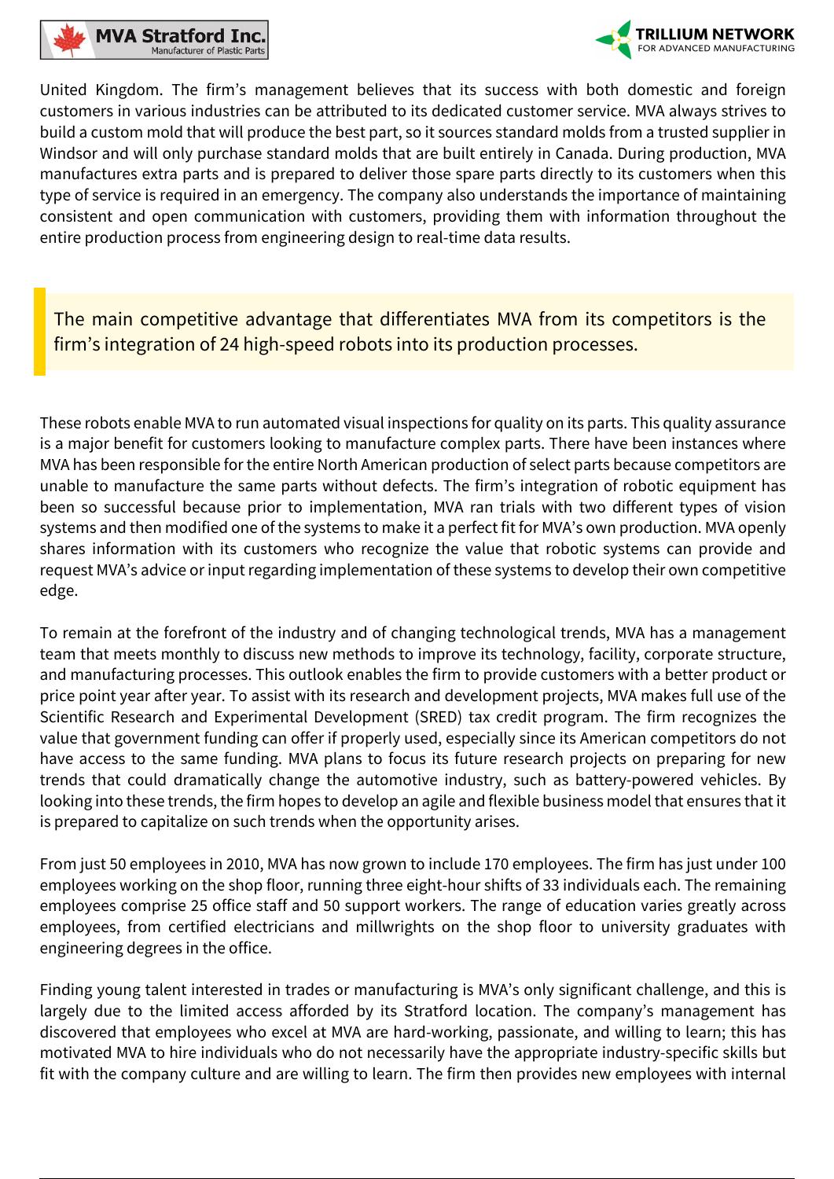United Kingdom. The firm's management believes that its success with both domestic and foreign customers in various industries can be attributed to its dedicated customer service. MVA always strives to build a custom mold that will produce the best part, so it sources standard molds from a trusted supplier in Windsor and will only purchase standard molds that are built entirely in Canada. During production, MVA manufactures extra parts and is prepared to deliver those spare parts directly to its customers when this type of service is required in an emergency. The company also understands the importance of maintaining consistent and open communication with customers, providing them with information throughout the entire production process from engineering design to real-time data results.

> The main competitive advantage that differentiates MVA from its competitors is the firm's integration of 24 high-speed robots into its production processes.

These robots enable MVA to run automated visual inspections for quality on its parts. This quality assurance is a major benefit for customers looking to manufacture complex parts. There have been instances where MVA has been responsible for the entire North American production of select parts because competitors are unable to manufacture the same parts without defects. The firm's integration of robotic equipment has been so successful because prior to implementation, MVA ran trials with two different types of vision systems and then modified one of the systems to make it a perfect fit for MVA's own production. MVA openly shares information with its customers who recognize the value that robotic systems can provide and request MVA's advice or input regarding implementation of these systems to develop their own competitive edge.

To remain at the forefront of the industry and of changing technological trends, MVA has a management team that meets monthly to discuss new methods to improve its technology, facility, corporate structure, and manufacturing processes. This outlook enables the firm to provide customers with a better product or price point year after year. To assist with its research and development projects, MVA makes full use of the Scientific Research and Experimental Development (SRED) tax credit program. The firm recognizes the value that government funding can offer if properly used, especially since its American competitors do not have access to the same funding. MVA plans to focus its future research projects on preparing for new trends that could dramatically change the automotive industry, such as battery-powered vehicles. By looking into these trends, the firm hopes to develop an agile and flexible business model that ensures that it is prepared to capitalize on such trends when the opportunity arises.

From just 50 employees in 2010, MVA has now grown to include 170 employees. The firm has just under 100 employees working on the shop floor, running three eight-hour shifts of 33 individuals each. The remaining employees comprise 25 office staff and 50 support workers. The range of education varies greatly across employees, from certified electricians and millwrights on the shop floor to university graduates with engineering degrees in the office.

Finding young talent interested in trades or manufacturing is MVA's only significant challenge, and this is largely due to the limited access afforded by its Stratford location. The company's management has discovered that employees who excel at MVA are hard-working, passionate, and willing to learn; this has motivated MVA to hire individuals who do not necessarily have the appropriate industry-specific skills but fit with the company culture and are willing to learn. The firm then provides new employees with internal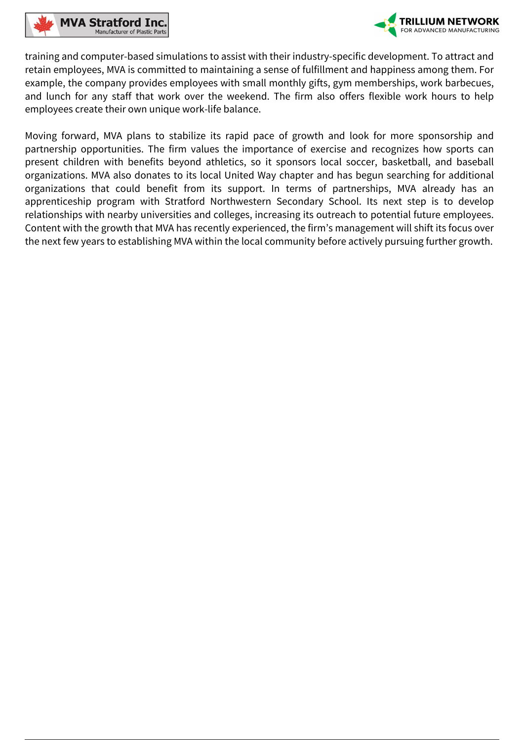training and computer-based simulations to assist with their industry-specific development. To attract and retain employees, MVA is committed to maintaining a sense of fulfillment and happiness among them. For example, the company provides employees with small monthly gifts, gym memberships, work barbecues, and lunch for any staff that work over the weekend. The firm also offers flexible work hours to help employees create their own unique work-life balance.

Moving forward, MVA plans to stabilize its rapid pace of growth and look for more sponsorship and partnership opportunities. The firm values the importance of exercise and recognizes how sports can present children with benefits beyond athletics, so it sponsors local soccer, basketball, and baseball organizations. MVA also donates to its local United Way chapter and has begun searching for additional organizations that could benefit from its support. In terms of partnerships, MVA already has an apprenticeship program with Stratford Northwestern Secondary School. Its next step is to develop relationships with nearby universities and colleges, increasing its outreach to potential future employees. Content with the growth that MVA has recently experienced, the firm's management will shift its focus over the next few years to establishing MVA within the local community before actively pursuing further growth.